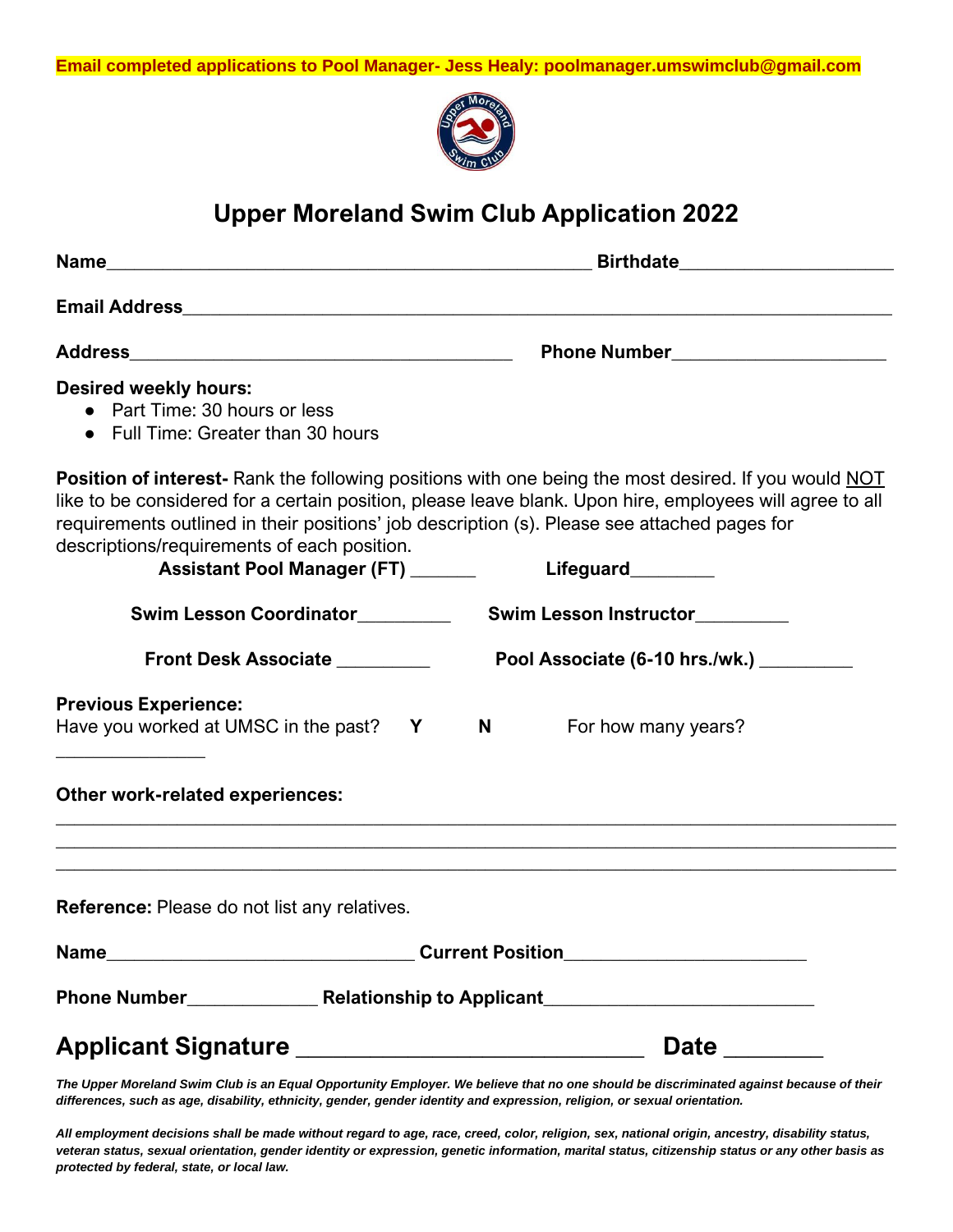**Email completed applications to Pool Manager- Jess Healy: poolmanager.umswimclub@gmail.com**

# Upper Moreland Swim Club Application 2022

**Name**_______________________________________________ **Birthdate**____________________

**Email Address**_____________________________________________________________________

**Address**____________________________________ **Phone Number**____________________

**Desired weekly hours:**

- Part Time: 30 hours or less
- Full Time: Greater than 30 hours

**Position of interest-** Rank the following positions with one being the most desired. If you would NOT like to be considered for a certain position, please leave blank. Upon hire, employees will agree to all requirements outlined in their positions' job description (s). Please see attached pages for descriptions/requirements of each position.

**Assistant Pool Manager (FT)** ______ **Lifeguard**________

**Swim Lesson Coordinator**_________ **Swim Lesson Instructor**_________

**Front Desk Associate** _________ **Pool Associate (6-10 hrs./wk.)** _________

**Previous Experience:**

Have you worked at UMSC in the past? **Y** **N** For how many years? ______________

**Other work-related experiences:**

_____________________________________________________________________________

_____________________________________________________________________________

_____________________________________________________________________________

**Reference:** Please do not list any relatives.

**Name**_____________________________ **Current Position**______________________

**Phone Number**____________ **Relationship to Applicant**_________________________

## Applicant Signature ___________________________ Date _______

***The Upper Moreland Swim Club is an Equal Opportunity Employer. We believe that no one should be discriminated against because of their differences, such as age, disability, ethnicity, gender, gender identity and expression, religion, or sexual orientation.***

***All employment decisions shall be made without regard to age, race, creed, color, religion, sex, national origin, ancestry, disability status, veteran status, sexual orientation, gender identity or expression, genetic information, marital status, citizenship status or any other basis as protected by federal, state, or local law.***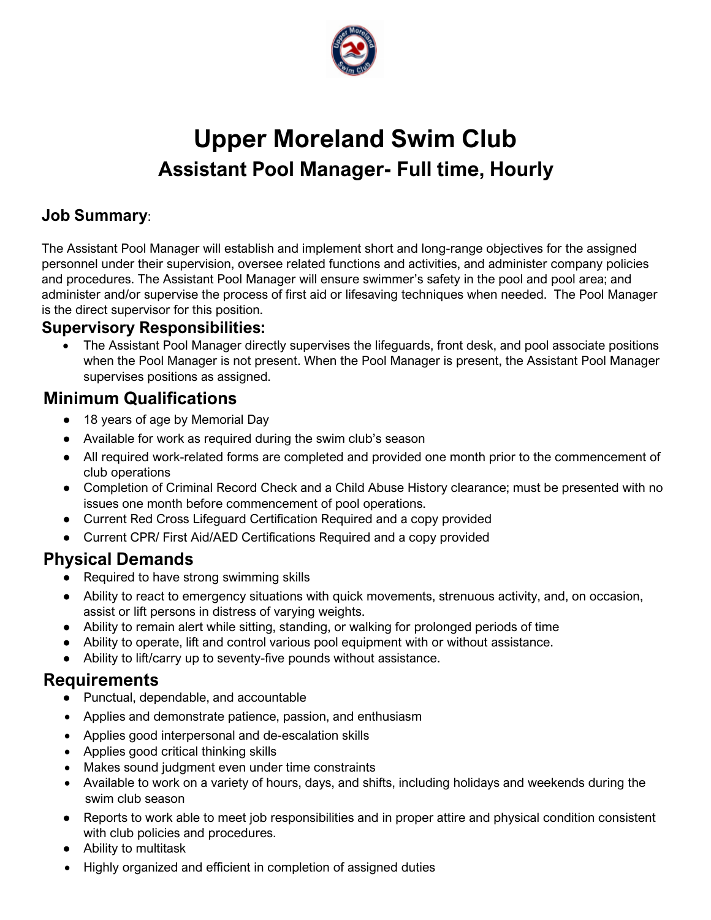# Upper Moreland Swim Club

## Assistant Pool Manager- Full time, Hourly

### Job Summary:

The Assistant Pool Manager will establish and implement short and long-range objectives for the assigned personnel under their supervision, oversee related functions and activities, and administer company policies and procedures. The Assistant Pool Manager will ensure swimmer's safety in the pool and pool area; and administer and/or supervise the process of first aid or lifesaving techniques when needed. The Pool Manager is the direct supervisor for this position.

### Supervisory Responsibilities:

- The Assistant Pool Manager directly supervises the lifeguards, front desk, and pool associate positions when the Pool Manager is not present. When the Pool Manager is present, the Assistant Pool Manager supervises positions as assigned.

### Minimum Qualifications

- 18 years of age by Memorial Day
- Available for work as required during the swim club's season
- All required work-related forms are completed and provided one month prior to the commencement of club operations
- Completion of Criminal Record Check and a Child Abuse History clearance; must be presented with no issues one month before commencement of pool operations.
- Current Red Cross Lifeguard Certification Required and a copy provided
- Current CPR/ First Aid/AED Certifications Required and a copy provided

### Physical Demands

- Required to have strong swimming skills
- Ability to react to emergency situations with quick movements, strenuous activity, and, on occasion, assist or lift persons in distress of varying weights.
- Ability to remain alert while sitting, standing, or walking for prolonged periods of time
- Ability to operate, lift and control various pool equipment with or without assistance.
- Ability to lift/carry up to seventy-five pounds without assistance.

### Requirements

- Punctual, dependable, and accountable
- Applies and demonstrate patience, passion, and enthusiasm
- Applies good interpersonal and de-escalation skills
- Applies good critical thinking skills
- Makes sound judgment even under time constraints
- Available to work on a variety of hours, days, and shifts, including holidays and weekends during the swim club season
- Reports to work able to meet job responsibilities and in proper attire and physical condition consistent with club policies and procedures.
- Ability to multitask
- Highly organized and efficient in completion of assigned duties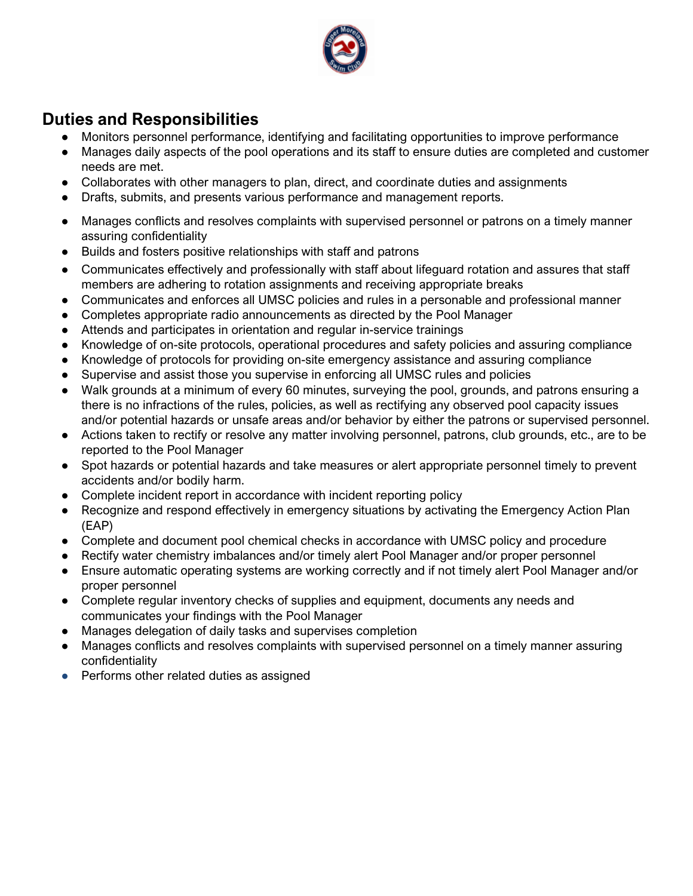## Duties and Responsibilities

- Monitors personnel performance, identifying and facilitating opportunities to improve performance
- Manages daily aspects of the pool operations and its staff to ensure duties are completed and customer needs are met.
- Collaborates with other managers to plan, direct, and coordinate duties and assignments
- Drafts, submits, and presents various performance and management reports.
- Manages conflicts and resolves complaints with supervised personnel or patrons on a timely manner assuring confidentiality
- Builds and fosters positive relationships with staff and patrons
- Communicates effectively and professionally with staff about lifeguard rotation and assures that staff members are adhering to rotation assignments and receiving appropriate breaks
- Communicates and enforces all UMSC policies and rules in a personable and professional manner
- Completes appropriate radio announcements as directed by the Pool Manager
- Attends and participates in orientation and regular in-service trainings
- Knowledge of on-site protocols, operational procedures and safety policies and assuring compliance
- Knowledge of protocols for providing on-site emergency assistance and assuring compliance
- Supervise and assist those you supervise in enforcing all UMSC rules and policies
- Walk grounds at a minimum of every 60 minutes, surveying the pool, grounds, and patrons ensuring a there is no infractions of the rules, policies, as well as rectifying any observed pool capacity issues and/or potential hazards or unsafe areas and/or behavior by either the patrons or supervised personnel.
- Actions taken to rectify or resolve any matter involving personnel, patrons, club grounds, etc., are to be reported to the Pool Manager
- Spot hazards or potential hazards and take measures or alert appropriate personnel timely to prevent accidents and/or bodily harm.
- Complete incident report in accordance with incident reporting policy
- Recognize and respond effectively in emergency situations by activating the Emergency Action Plan (EAP)
- Complete and document pool chemical checks in accordance with UMSC policy and procedure
- Rectify water chemistry imbalances and/or timely alert Pool Manager and/or proper personnel
- Ensure automatic operating systems are working correctly and if not timely alert Pool Manager and/or proper personnel
- Complete regular inventory checks of supplies and equipment, documents any needs and communicates your findings with the Pool Manager
- Manages delegation of daily tasks and supervises completion
- Manages conflicts and resolves complaints with supervised personnel on a timely manner assuring confidentiality
- Performs other related duties as assigned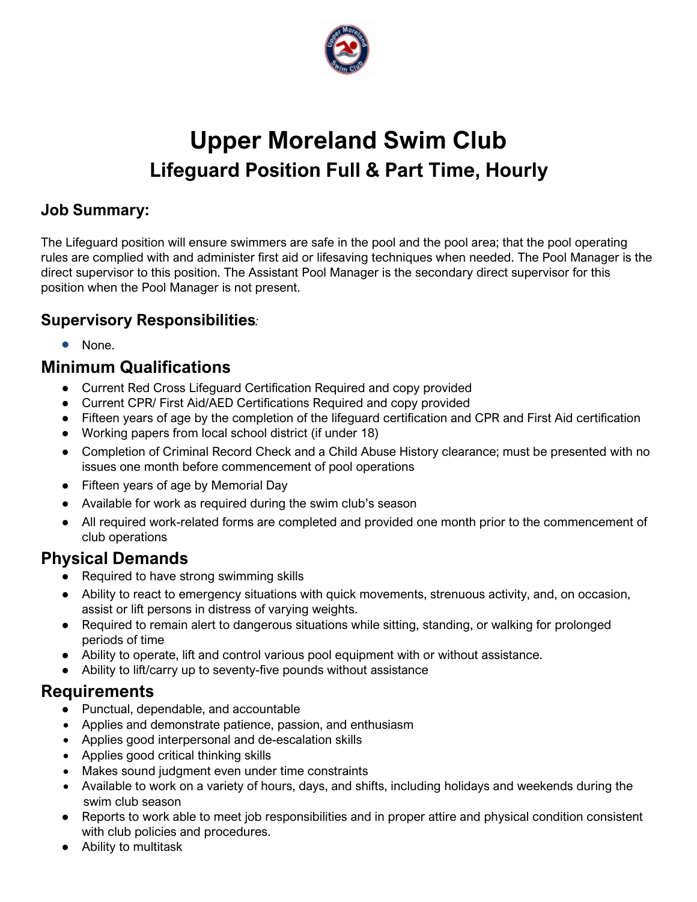# Upper Moreland Swim Club

## Lifeguard Position Full & Part Time, Hourly

### Job Summary:

The Lifeguard position will ensure swimmers are safe in the pool and the pool area; that the pool operating rules are complied with and administer first aid or lifesaving techniques when needed. The Pool Manager is the direct supervisor to this position. The Assistant Pool Manager is the secondary direct supervisor for this position when the Pool Manager is not present.

### Supervisory Responsibilities:

- None.

## Minimum Qualifications

- Current Red Cross Lifeguard Certification Required and copy provided
- Current CPR/ First Aid/AED Certifications Required and copy provided
- Fifteen years of age by the completion of the lifeguard certification and CPR and First Aid certification
- Working papers from local school district (if under 18)
- Completion of Criminal Record Check and a Child Abuse History clearance; must be presented with no issues one month before commencement of pool operations
- Fifteen years of age by Memorial Day
- Available for work as required during the swim club's season
- All required work-related forms are completed and provided one month prior to the commencement of club operations

## Physical Demands

- Required to have strong swimming skills
- Ability to react to emergency situations with quick movements, strenuous activity, and, on occasion, assist or lift persons in distress of varying weights.
- Required to remain alert to dangerous situations while sitting, standing, or walking for prolonged periods of time
- Ability to operate, lift and control various pool equipment with or without assistance.
- Ability to lift/carry up to seventy-five pounds without assistance

## Requirements

- Punctual, dependable, and accountable
- Applies and demonstrate patience, passion, and enthusiasm
- Applies good interpersonal and de-escalation skills
- Applies good critical thinking skills
- Makes sound judgment even under time constraints
- Available to work on a variety of hours, days, and shifts, including holidays and weekends during the swim club season
- Reports to work able to meet job responsibilities and in proper attire and physical condition consistent with club policies and procedures.
- Ability to multitask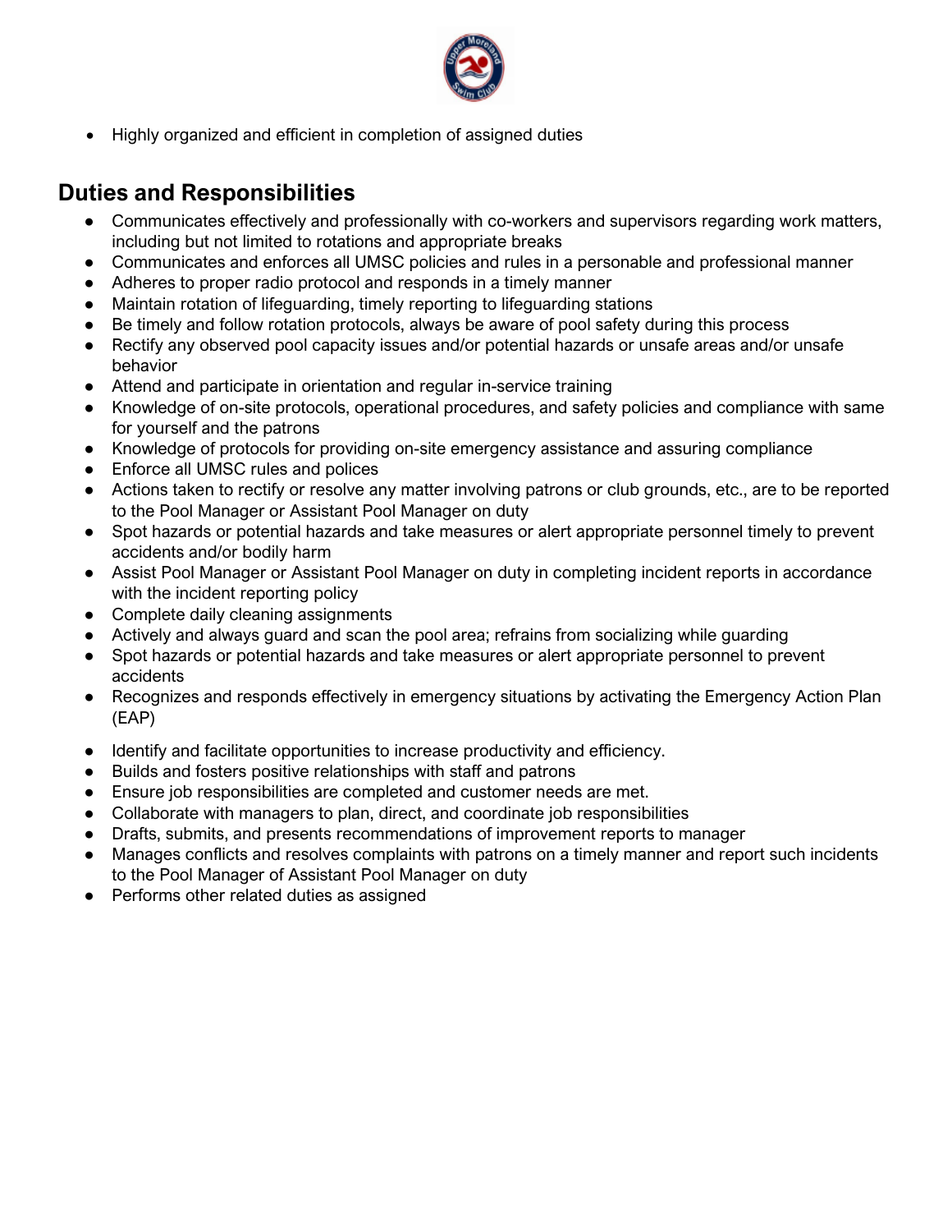- Highly organized and efficient in completion of assigned duties

## Duties and Responsibilities

- Communicates effectively and professionally with co-workers and supervisors regarding work matters, including but not limited to rotations and appropriate breaks
- Communicates and enforces all UMSC policies and rules in a personable and professional manner
- Adheres to proper radio protocol and responds in a timely manner
- Maintain rotation of lifeguarding, timely reporting to lifeguarding stations
- Be timely and follow rotation protocols, always be aware of pool safety during this process
- Rectify any observed pool capacity issues and/or potential hazards or unsafe areas and/or unsafe behavior
- Attend and participate in orientation and regular in-service training
- Knowledge of on-site protocols, operational procedures, and safety policies and compliance with same for yourself and the patrons
- Knowledge of protocols for providing on-site emergency assistance and assuring compliance
- Enforce all UMSC rules and polices
- Actions taken to rectify or resolve any matter involving patrons or club grounds, etc., are to be reported to the Pool Manager or Assistant Pool Manager on duty
- Spot hazards or potential hazards and take measures or alert appropriate personnel timely to prevent accidents and/or bodily harm
- Assist Pool Manager or Assistant Pool Manager on duty in completing incident reports in accordance with the incident reporting policy
- Complete daily cleaning assignments
- Actively and always guard and scan the pool area; refrains from socializing while guarding
- Spot hazards or potential hazards and take measures or alert appropriate personnel to prevent accidents
- Recognizes and responds effectively in emergency situations by activating the Emergency Action Plan (EAP)
- Identify and facilitate opportunities to increase productivity and efficiency.
- Builds and fosters positive relationships with staff and patrons
- Ensure job responsibilities are completed and customer needs are met.
- Collaborate with managers to plan, direct, and coordinate job responsibilities
- Drafts, submits, and presents recommendations of improvement reports to manager
- Manages conflicts and resolves complaints with patrons on a timely manner and report such incidents to the Pool Manager of Assistant Pool Manager on duty
- Performs other related duties as assigned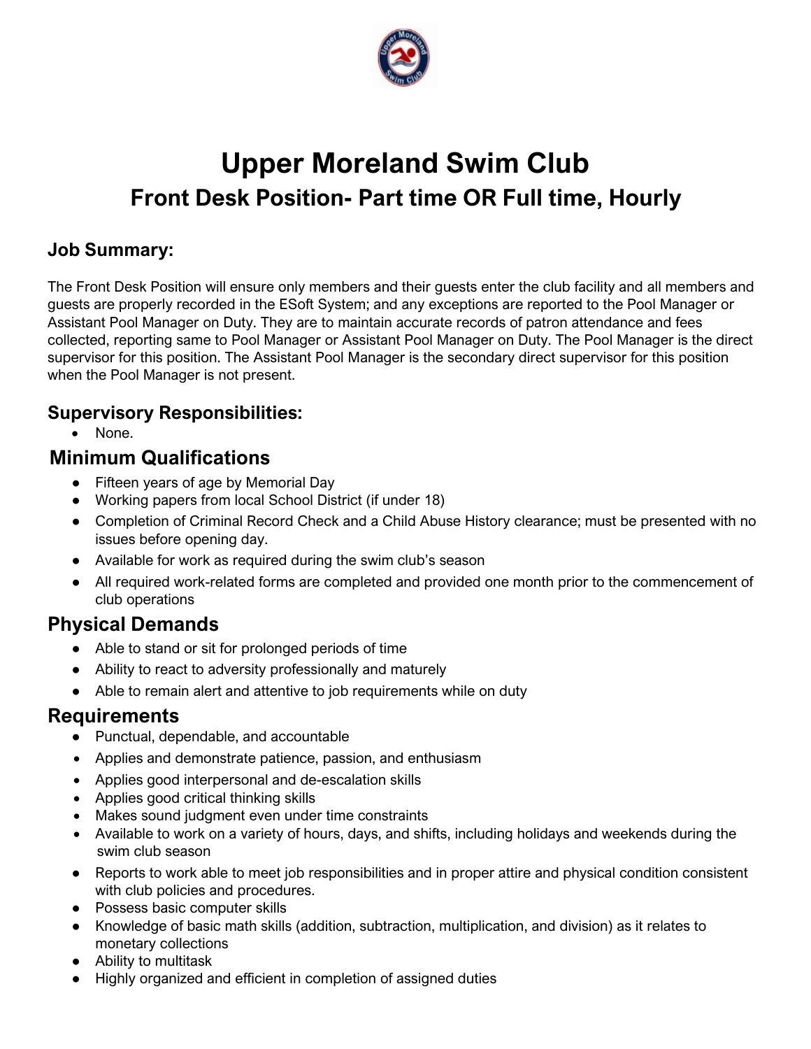# Upper Moreland Swim Club

## Front Desk Position- Part time OR Full time, Hourly

### Job Summary:

The Front Desk Position will ensure only members and their guests enter the club facility and all members and guests are properly recorded in the ESoft System; and any exceptions are reported to the Pool Manager or Assistant Pool Manager on Duty. They are to maintain accurate records of patron attendance and fees collected, reporting same to Pool Manager or Assistant Pool Manager on Duty. The Pool Manager is the direct supervisor for this position. The Assistant Pool Manager is the secondary direct supervisor for this position when the Pool Manager is not present.

### Supervisory Responsibilities:

- None.

### Minimum Qualifications

- Fifteen years of age by Memorial Day
- Working papers from local School District (if under 18)
- Completion of Criminal Record Check and a Child Abuse History clearance; must be presented with no issues before opening day.
- Available for work as required during the swim club's season
- All required work-related forms are completed and provided one month prior to the commencement of club operations

### Physical Demands

- Able to stand or sit for prolonged periods of time
- Ability to react to adversity professionally and maturely
- Able to remain alert and attentive to job requirements while on duty

### Requirements

- Punctual, dependable, and accountable
- Applies and demonstrate patience, passion, and enthusiasm
- Applies good interpersonal and de-escalation skills
- Applies good critical thinking skills
- Makes sound judgment even under time constraints
- Available to work on a variety of hours, days, and shifts, including holidays and weekends during the swim club season
- Reports to work able to meet job responsibilities and in proper attire and physical condition consistent with club policies and procedures.
- Possess basic computer skills
- Knowledge of basic math skills (addition, subtraction, multiplication, and division) as it relates to monetary collections
- Ability to multitask
- Highly organized and efficient in completion of assigned duties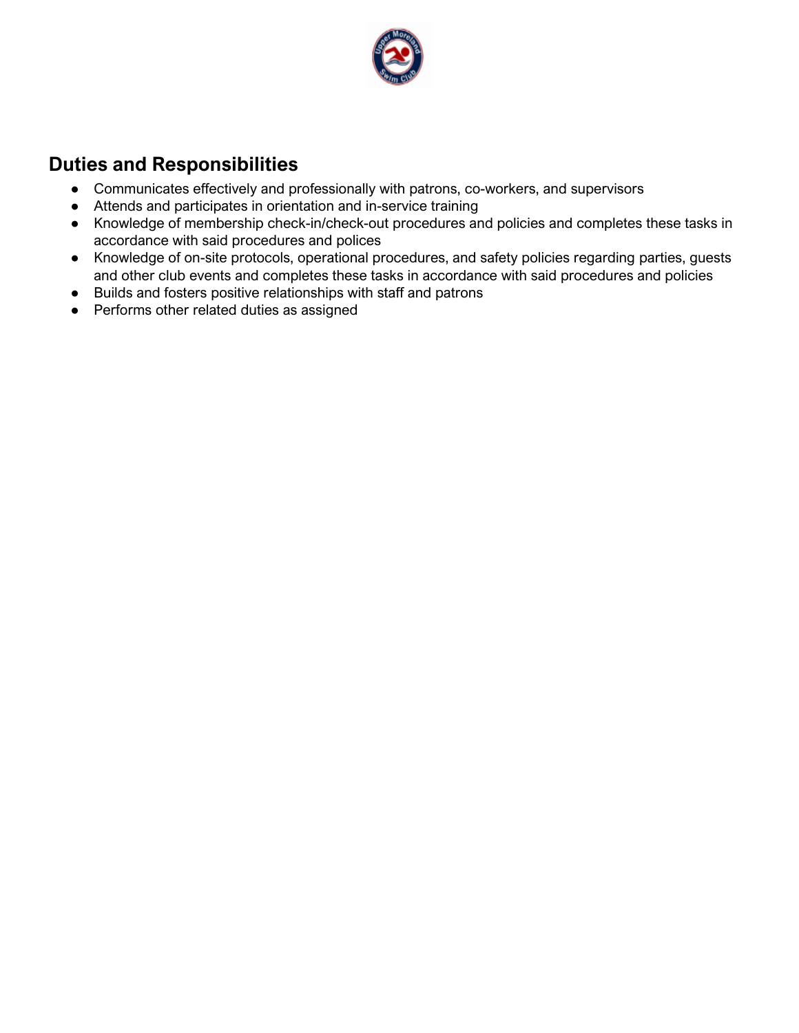## Duties and Responsibilities

- Communicates effectively and professionally with patrons, co-workers, and supervisors
- Attends and participates in orientation and in-service training
- Knowledge of membership check-in/check-out procedures and policies and completes these tasks in accordance with said procedures and polices
- Knowledge of on-site protocols, operational procedures, and safety policies regarding parties, guests and other club events and completes these tasks in accordance with said procedures and policies
- Builds and fosters positive relationships with staff and patrons
- Performs other related duties as assigned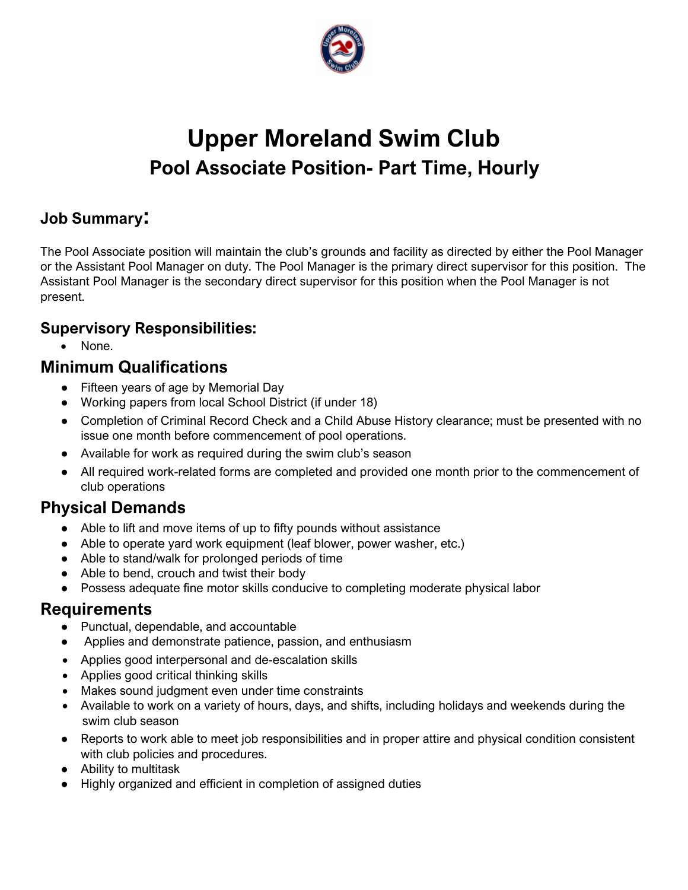# Upper Moreland Swim Club

## Pool Associate Position- Part Time, Hourly

### Job Summary:

The Pool Associate position will maintain the club's grounds and facility as directed by either the Pool Manager or the Assistant Pool Manager on duty. The Pool Manager is the primary direct supervisor for this position. The Assistant Pool Manager is the secondary direct supervisor for this position when the Pool Manager is not present.

### Supervisory Responsibilities:

- None.

### Minimum Qualifications

- Fifteen years of age by Memorial Day
- Working papers from local School District (if under 18)
- Completion of Criminal Record Check and a Child Abuse History clearance; must be presented with no issue one month before commencement of pool operations.
- Available for work as required during the swim club's season
- All required work-related forms are completed and provided one month prior to the commencement of club operations

### Physical Demands

- Able to lift and move items of up to fifty pounds without assistance
- Able to operate yard work equipment (leaf blower, power washer, etc.)
- Able to stand/walk for prolonged periods of time
- Able to bend, crouch and twist their body
- Possess adequate fine motor skills conducive to completing moderate physical labor

### Requirements

- Punctual, dependable, and accountable
- Applies and demonstrate patience, passion, and enthusiasm
- Applies good interpersonal and de-escalation skills
- Applies good critical thinking skills
- Makes sound judgment even under time constraints
- Available to work on a variety of hours, days, and shifts, including holidays and weekends during the swim club season
- Reports to work able to meet job responsibilities and in proper attire and physical condition consistent with club policies and procedures.
- Ability to multitask
- Highly organized and efficient in completion of assigned duties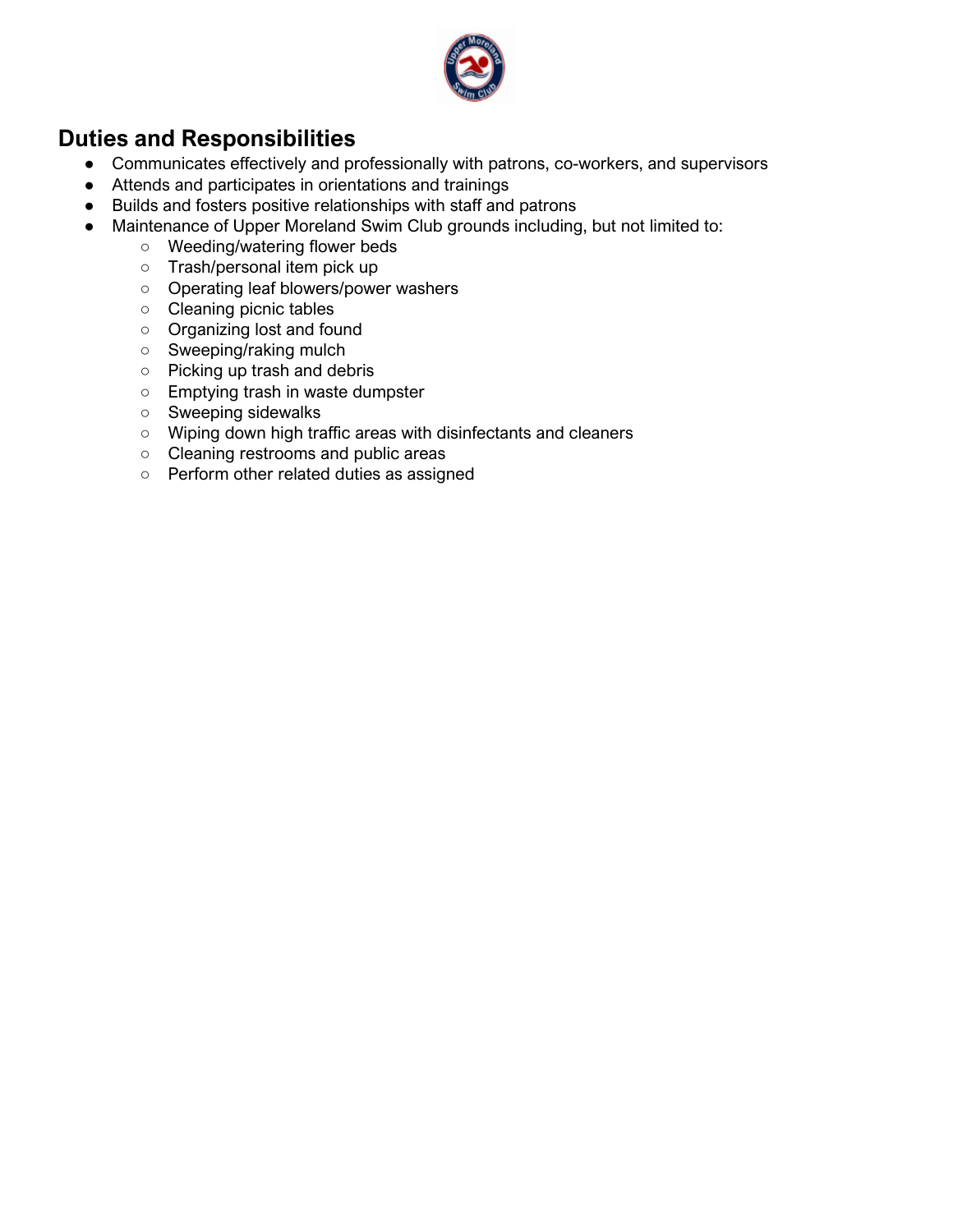## Duties and Responsibilities

- Communicates effectively and professionally with patrons, co-workers, and supervisors
- Attends and participates in orientations and trainings
- Builds and fosters positive relationships with staff and patrons
- Maintenance of Upper Moreland Swim Club grounds including, but not limited to:
  - Weeding/watering flower beds
  - Trash/personal item pick up
  - Operating leaf blowers/power washers
  - Cleaning picnic tables
  - Organizing lost and found
  - Sweeping/raking mulch
  - Picking up trash and debris
  - Emptying trash in waste dumpster
  - Sweeping sidewalks
  - Wiping down high traffic areas with disinfectants and cleaners
  - Cleaning restrooms and public areas
  - Perform other related duties as assigned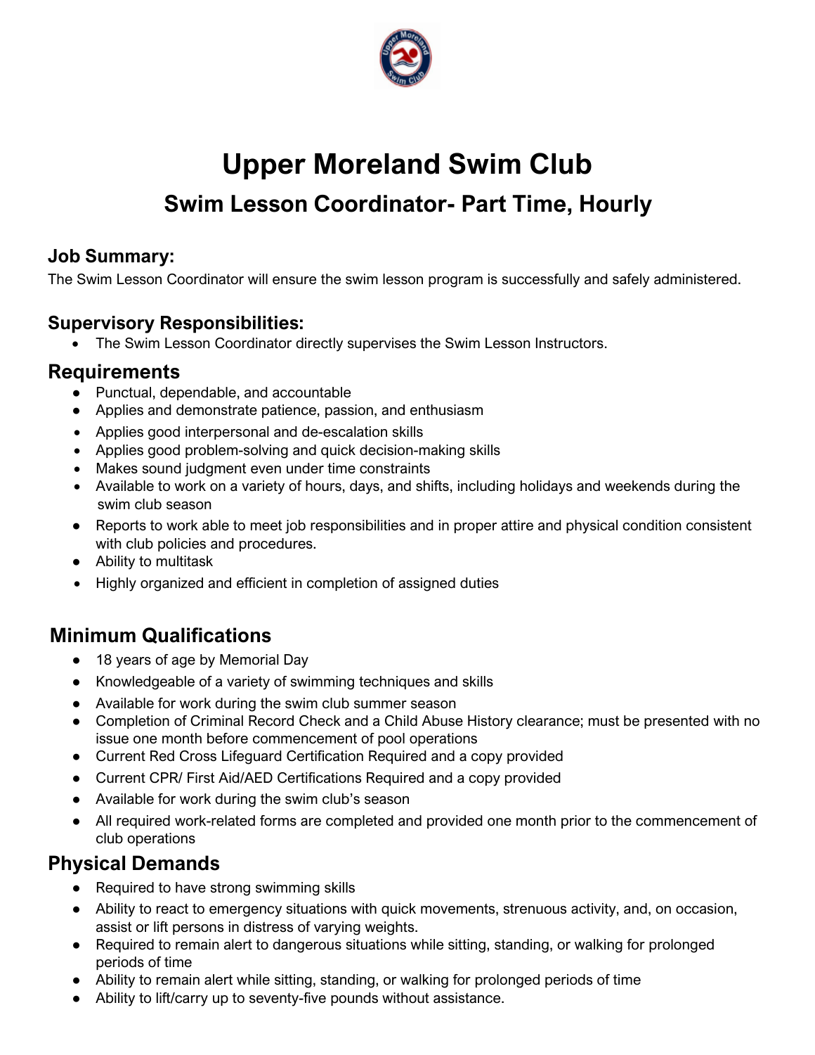# Upper Moreland Swim Club

## Swim Lesson Coordinator- Part Time, Hourly

### Job Summary:

The Swim Lesson Coordinator will ensure the swim lesson program is successfully and safely administered.

### Supervisory Responsibilities:

- The Swim Lesson Coordinator directly supervises the Swim Lesson Instructors.

### Requirements

- Punctual, dependable, and accountable
- Applies and demonstrate patience, passion, and enthusiasm
- Applies good interpersonal and de-escalation skills
- Applies good problem-solving and quick decision-making skills
- Makes sound judgment even under time constraints
- Available to work on a variety of hours, days, and shifts, including holidays and weekends during the swim club season
- Reports to work able to meet job responsibilities and in proper attire and physical condition consistent with club policies and procedures.
- Ability to multitask
- Highly organized and efficient in completion of assigned duties

### Minimum Qualifications

- 18 years of age by Memorial Day
- Knowledgeable of a variety of swimming techniques and skills
- Available for work during the swim club summer season
- Completion of Criminal Record Check and a Child Abuse History clearance; must be presented with no issue one month before commencement of pool operations
- Current Red Cross Lifeguard Certification Required and a copy provided
- Current CPR/ First Aid/AED Certifications Required and a copy provided
- Available for work during the swim club's season
- All required work-related forms are completed and provided one month prior to the commencement of club operations

### Physical Demands

- Required to have strong swimming skills
- Ability to react to emergency situations with quick movements, strenuous activity, and, on occasion, assist or lift persons in distress of varying weights.
- Required to remain alert to dangerous situations while sitting, standing, or walking for prolonged periods of time
- Ability to remain alert while sitting, standing, or walking for prolonged periods of time
- Ability to lift/carry up to seventy-five pounds without assistance.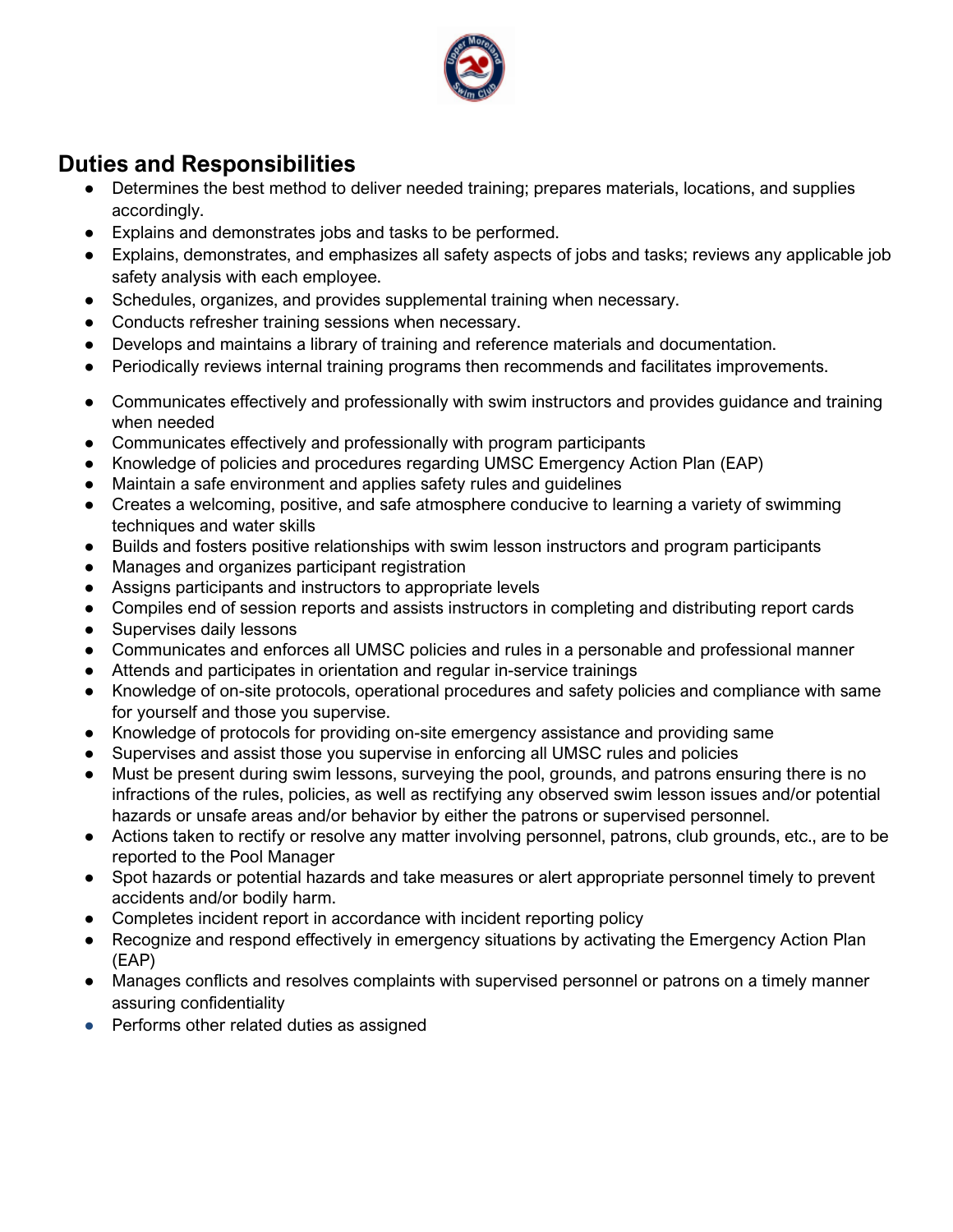## Duties and Responsibilities

- Determines the best method to deliver needed training; prepares materials, locations, and supplies accordingly.
- Explains and demonstrates jobs and tasks to be performed.
- Explains, demonstrates, and emphasizes all safety aspects of jobs and tasks; reviews any applicable job safety analysis with each employee.
- Schedules, organizes, and provides supplemental training when necessary.
- Conducts refresher training sessions when necessary.
- Develops and maintains a library of training and reference materials and documentation.
- Periodically reviews internal training programs then recommends and facilitates improvements.

- Communicates effectively and professionally with swim instructors and provides guidance and training when needed
- Communicates effectively and professionally with program participants
- Knowledge of policies and procedures regarding UMSC Emergency Action Plan (EAP)
- Maintain a safe environment and applies safety rules and guidelines
- Creates a welcoming, positive, and safe atmosphere conducive to learning a variety of swimming techniques and water skills
- Builds and fosters positive relationships with swim lesson instructors and program participants
- Manages and organizes participant registration
- Assigns participants and instructors to appropriate levels
- Compiles end of session reports and assists instructors in completing and distributing report cards
- Supervises daily lessons
- Communicates and enforces all UMSC policies and rules in a personable and professional manner
- Attends and participates in orientation and regular in-service trainings
- Knowledge of on-site protocols, operational procedures and safety policies and compliance with same for yourself and those you supervise.
- Knowledge of protocols for providing on-site emergency assistance and providing same
- Supervises and assist those you supervise in enforcing all UMSC rules and policies
- Must be present during swim lessons, surveying the pool, grounds, and patrons ensuring there is no infractions of the rules, policies, as well as rectifying any observed swim lesson issues and/or potential hazards or unsafe areas and/or behavior by either the patrons or supervised personnel.
- Actions taken to rectify or resolve any matter involving personnel, patrons, club grounds, etc., are to be reported to the Pool Manager
- Spot hazards or potential hazards and take measures or alert appropriate personnel timely to prevent accidents and/or bodily harm.
- Completes incident report in accordance with incident reporting policy
- Recognize and respond effectively in emergency situations by activating the Emergency Action Plan (EAP)
- Manages conflicts and resolves complaints with supervised personnel or patrons on a timely manner assuring confidentiality
- Performs other related duties as assigned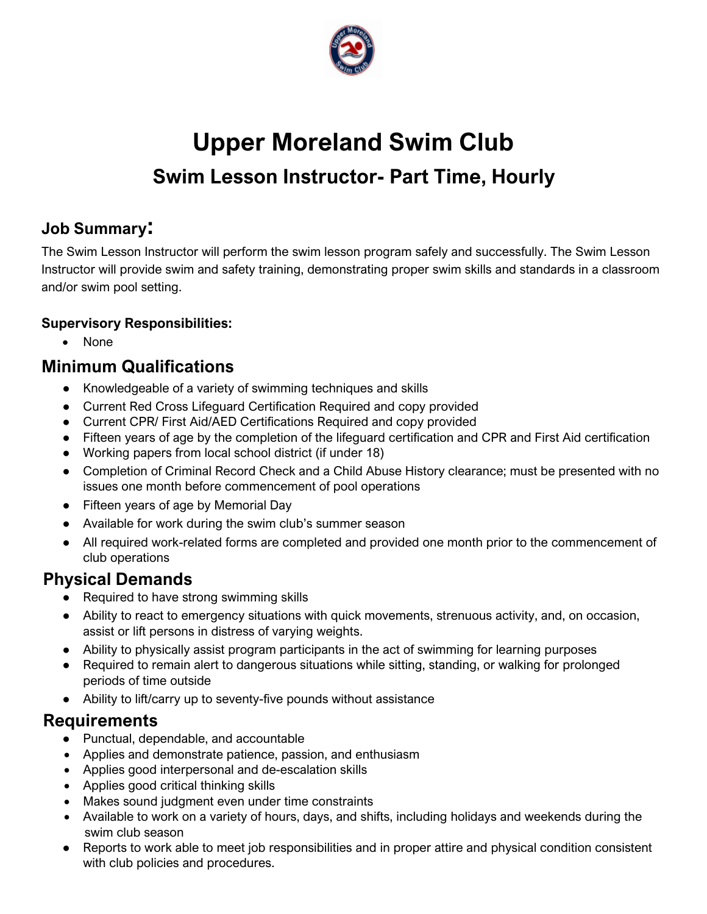# Upper Moreland Swim Club

## Swim Lesson Instructor- Part Time, Hourly

### Job Summary:

The Swim Lesson Instructor will perform the swim lesson program safely and successfully. The Swim Lesson Instructor will provide swim and safety training, demonstrating proper swim skills and standards in a classroom and/or swim pool setting.

**Supervisory Responsibilities:**

- None

### Minimum Qualifications

- Knowledgeable of a variety of swimming techniques and skills
- Current Red Cross Lifeguard Certification Required and copy provided
- Current CPR/ First Aid/AED Certifications Required and copy provided
- Fifteen years of age by the completion of the lifeguard certification and CPR and First Aid certification
- Working papers from local school district (if under 18)
- Completion of Criminal Record Check and a Child Abuse History clearance; must be presented with no issues one month before commencement of pool operations
- Fifteen years of age by Memorial Day
- Available for work during the swim club's summer season
- All required work-related forms are completed and provided one month prior to the commencement of club operations

### Physical Demands

- Required to have strong swimming skills
- Ability to react to emergency situations with quick movements, strenuous activity, and, on occasion, assist or lift persons in distress of varying weights.
- Ability to physically assist program participants in the act of swimming for learning purposes
- Required to remain alert to dangerous situations while sitting, standing, or walking for prolonged periods of time outside
- Ability to lift/carry up to seventy-five pounds without assistance

### Requirements

- Punctual, dependable, and accountable
- Applies and demonstrate patience, passion, and enthusiasm
- Applies good interpersonal and de-escalation skills
- Applies good critical thinking skills
- Makes sound judgment even under time constraints
- Available to work on a variety of hours, days, and shifts, including holidays and weekends during the swim club season
- Reports to work able to meet job responsibilities and in proper attire and physical condition consistent with club policies and procedures.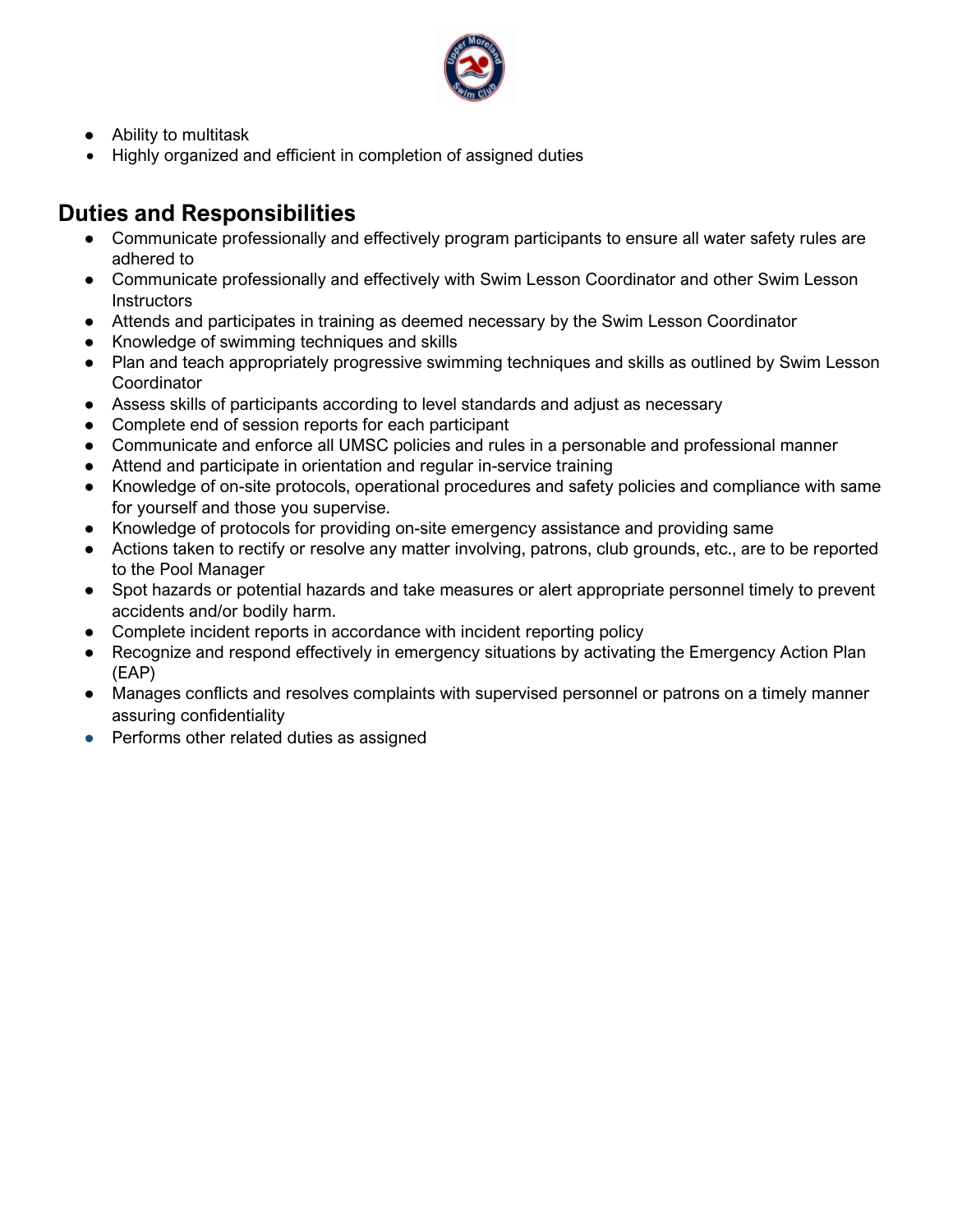- Ability to multitask
- Highly organized and efficient in completion of assigned duties

## Duties and Responsibilities

- Communicate professionally and effectively program participants to ensure all water safety rules are adhered to
- Communicate professionally and effectively with Swim Lesson Coordinator and other Swim Lesson Instructors
- Attends and participates in training as deemed necessary by the Swim Lesson Coordinator
- Knowledge of swimming techniques and skills
- Plan and teach appropriately progressive swimming techniques and skills as outlined by Swim Lesson Coordinator
- Assess skills of participants according to level standards and adjust as necessary
- Complete end of session reports for each participant
- Communicate and enforce all UMSC policies and rules in a personable and professional manner
- Attend and participate in orientation and regular in-service training
- Knowledge of on-site protocols, operational procedures and safety policies and compliance with same for yourself and those you supervise.
- Knowledge of protocols for providing on-site emergency assistance and providing same
- Actions taken to rectify or resolve any matter involving, patrons, club grounds, etc., are to be reported to the Pool Manager
- Spot hazards or potential hazards and take measures or alert appropriate personnel timely to prevent accidents and/or bodily harm.
- Complete incident reports in accordance with incident reporting policy
- Recognize and respond effectively in emergency situations by activating the Emergency Action Plan (EAP)
- Manages conflicts and resolves complaints with supervised personnel or patrons on a timely manner assuring confidentiality
- Performs other related duties as assigned